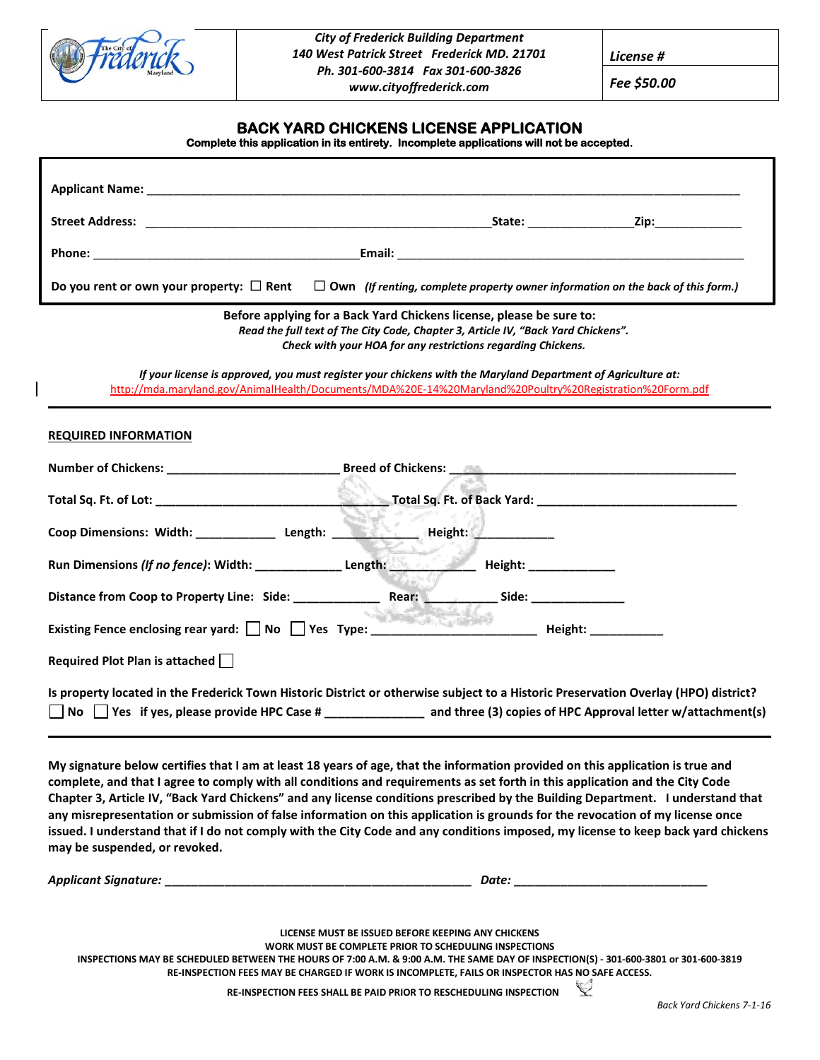City of Frederick Building Department
140 West Patrick Street Frederick MD. 21701
Ph. 301-600-3814 Fax 301-600-3826
www.cityoffrederick.com

| | |
|---|---|
| *License #* | |
| *Fee $50.00* | |

# BACK YARD CHICKENS LICENSE APPLICATION

**Complete this application in its entirety. Incomplete applications will not be accepted.**

**Applicant Name:** ________________________________________________

**Street Address:** ______________________________ **State:** __________ **Zip:** __________

**Phone:** ______________________________ **Email:** ______________________________

**Do you rent or own your property:** ☐ Rent ☐ Own *(If renting, complete property owner information on the back of this form.)*

**Before applying for a Back Yard Chickens license, please be sure to:**

*Read the full text of The City Code, Chapter 3, Article IV, "Back Yard Chickens".*
*Check with your HOA for any restrictions regarding Chickens.*

*If your license is approved, you must register your chickens with the Maryland Department of Agriculture at:*
http://mda.maryland.gov/AnimalHealth/Documents/MDA%20E-14%20Maryland%20Poultry%20Registration%20Form.pdf

**REQUIRED INFORMATION**

**Number of Chickens:** ____________________ **Breed of Chickens:** ____________________

**Total Sq. Ft. of Lot:** ____________________ **Total Sq. Ft. of Back Yard:** ____________________

**Coop Dimensions: Width:** __________ **Length:** __________ **Height:** __________

**Run Dimensions** ***(If no fence)*****: Width:** __________ **Length:** __________ **Height:** __________

**Distance from Coop to Property Line: Side:** __________ **Rear:** __________ **Side:** __________

**Existing Fence enclosing rear yard:** ☐ **No** ☐ **Yes Type:** ____________________ **Height:** __________

**Required Plot Plan is attached** ☐

**Is property located in the Frederick Town Historic District or otherwise subject to a Historic Preservation Overlay (HPO) district?**
☐ **No** ☐ **Yes if yes, please provide HPC Case #** __________ **and three (3) copies of HPC Approval letter w/attachment(s)**

**My signature below certifies that I am at least 18 years of age, that the information provided on this application is true and complete, and that I agree to comply with all conditions and requirements as set forth in this application and the City Code Chapter 3, Article IV, "Back Yard Chickens" and any license conditions prescribed by the Building Department. I understand that any misrepresentation or submission of false information on this application is grounds for the revocation of my license once issued. I understand that if I do not comply with the City Code and any conditions imposed, my license to keep back yard chickens may be suspended, or revoked.**

***Applicant Signature:*** ______________________________ ***Date:*** ____________________

**LICENSE MUST BE ISSUED BEFORE KEEPING ANY CHICKENS**
**WORK MUST BE COMPLETE PRIOR TO SCHEDULING INSPECTIONS**
**INSPECTIONS MAY BE SCHEDULED BETWEEN THE HOURS OF 7:00 A.M. & 9:00 A.M. THE SAME DAY OF INSPECTION(S) - 301-600-3801 or 301-600-3819**
**RE-INSPECTION FEES MAY BE CHARGED IF WORK IS INCOMPLETE, FAILS OR INSPECTOR HAS NO SAFE ACCESS.**
**RE-INSPECTION FEES SHALL BE PAID PRIOR TO RESCHEDULING INSPECTION**

*Back Yard Chickens 7-1-16*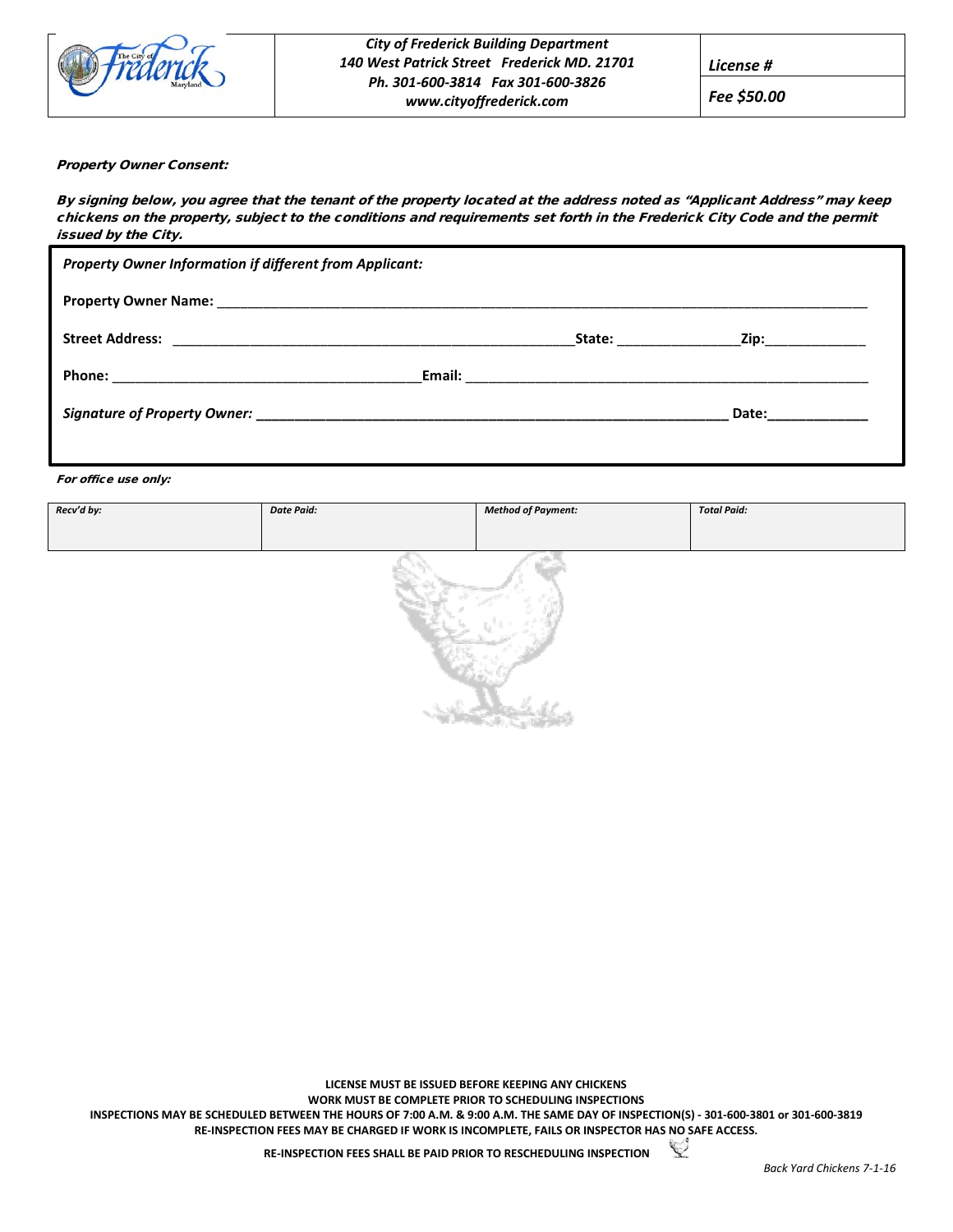| | | |
|---|---|---|
| | City of Frederick Building Department<br>140 West Patrick Street Frederick MD. 21701<br>Ph. 301-600-3814 Fax 301-600-3826<br>www.cityoffrederick.com | License #<br><br>Fee $50.00 |

***Property Owner Consent:***

***By signing below, you agree that the tenant of the property located at the address noted as "Applicant Address" may keep chickens on the property, subject to the conditions and requirements set forth in the Frederick City Code and the permit issued by the City.***

***Property Owner Information if different from Applicant:***

**Property Owner Name:** ______________________________________________________________

**Street Address:** ______________________________________ **State:** ____________ **Zip:** __________

**Phone:** ______________________________ **Email:** ___________________________________________

***Signature of Property Owner:*** ______________________________________________ **Date:** __________

***For office use only:***

| *Recv'd by:* | *Date Paid:* | *Method of Payment:* | *Total Paid:* |
|---|---|---|---|
| | | | |

**LICENSE MUST BE ISSUED BEFORE KEEPING ANY CHICKENS**
**WORK MUST BE COMPLETE PRIOR TO SCHEDULING INSPECTIONS**
**INSPECTIONS MAY BE SCHEDULED BETWEEN THE HOURS OF 7:00 A.M. & 9:00 A.M. THE SAME DAY OF INSPECTION(S) - 301-600-3801 or 301-600-3819**
**RE-INSPECTION FEES MAY BE CHARGED IF WORK IS INCOMPLETE, FAILS OR INSPECTOR HAS NO SAFE ACCESS.**
**RE-INSPECTION FEES SHALL BE PAID PRIOR TO RESCHEDULING INSPECTION**

*Back Yard Chickens 7-1-16*